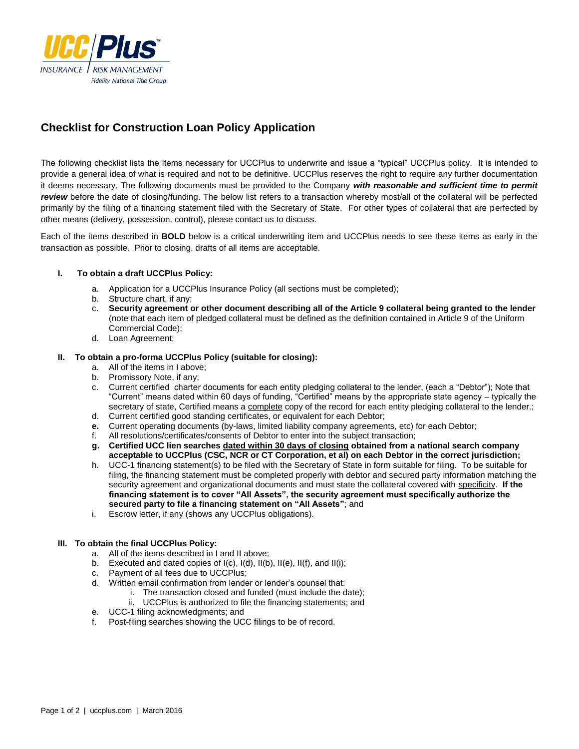# Checklist for Construction Loan Policy Application

The following checklist lists the items necessary for UCCPlus to underwrite and issue a "typical" UCCPlus policy. It is intended to provide a general idea of what is required and not to be definitive. UCCPlus reserves the right to require any further documentation it deems necessary. The following documents must be provided to the Company ***with reasonable and sufficient time to permit review*** before the date of closing/funding. The below list refers to a transaction whereby most/all of the collateral will be perfected primarily by the filing of a financing statement filed with the Secretary of State. For other types of collateral that are perfected by other means (delivery, possession, control), please contact us to discuss.

Each of the items described in **BOLD** below is a critical underwriting item and UCCPlus needs to see these items as early in the transaction as possible. Prior to closing, drafts of all items are acceptable.

## I. To obtain a draft UCCPlus Policy:

a. Application for a UCCPlus Insurance Policy (all sections must be completed);
b. Structure chart, if any;
c. **Security agreement or other document describing all of the Article 9 collateral being granted to the lender** (note that each item of pledged collateral must be defined as the definition contained in Article 9 of the Uniform Commercial Code);
d. Loan Agreement;

## II. To obtain a pro-forma UCCPlus Policy (suitable for closing):

a. All of the items in I above;
b. Promissory Note, if any;
c. Current certified charter documents for each entity pledging collateral to the lender, (each a "Debtor"); Note that "Current" means dated within 60 days of funding, "Certified" means by the appropriate state agency – typically the secretary of state, Certified means a complete copy of the record for each entity pledging collateral to the lender.;
d. Current certified good standing certificates, or equivalent for each Debtor;
e. Current operating documents (by-laws, limited liability company agreements, etc) for each Debtor;
f. All resolutions/certificates/consents of Debtor to enter into the subject transaction;
g. **Certified UCC lien searches dated within 30 days of closing obtained from a national search company acceptable to UCCPlus (CSC, NCR or CT Corporation, et al) on each Debtor in the correct jurisdiction;**
h. UCC-1 financing statement(s) to be filed with the Secretary of State in form suitable for filing. To be suitable for filing, the financing statement must be completed properly with debtor and secured party information matching the security agreement and organizational documents and must state the collateral covered with specificity. **If the financing statement is to cover "All Assets", the security agreement must specifically authorize the secured party to file a financing statement on "All Assets"**; and
i. Escrow letter, if any (shows any UCCPlus obligations).

## III. To obtain the final UCCPlus Policy:

a. All of the items described in I and II above;
b. Executed and dated copies of I(c), I(d), II(b), II(e), II(f), and II(i);
c. Payment of all fees due to UCCPlus;
d. Written email confirmation from lender or lender's counsel that:
   i. The transaction closed and funded (must include the date);
   ii. UCCPlus is authorized to file the financing statements; and
e. UCC-1 filing acknowledgments; and
f. Post-filing searches showing the UCC filings to be of record.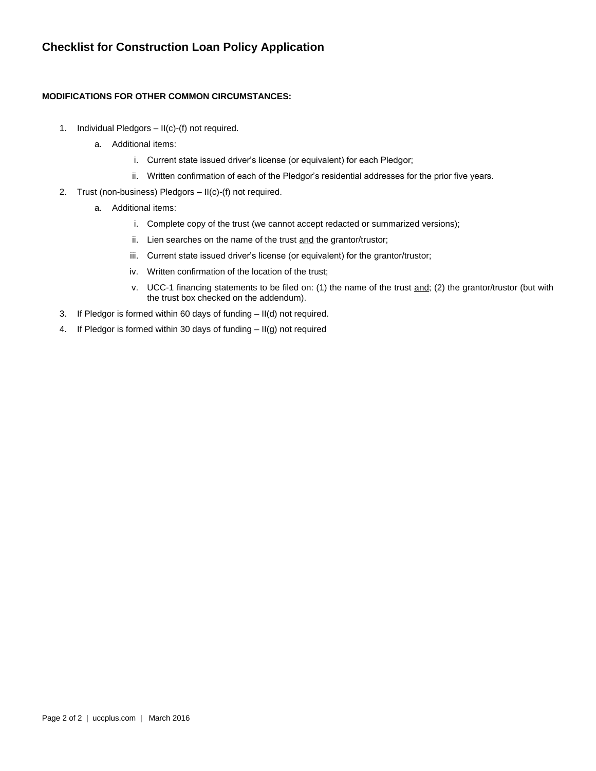# Checklist for Construction Loan Policy Application

**MODIFICATIONS FOR OTHER COMMON CIRCUMSTANCES:**

1. Individual Pledgors – II(c)-(f) not required.
   a. Additional items:
      i. Current state issued driver's license (or equivalent) for each Pledgor;
      ii. Written confirmation of each of the Pledgor's residential addresses for the prior five years.
2. Trust (non-business) Pledgors – II(c)-(f) not required.
   a. Additional items:
      i. Complete copy of the trust (we cannot accept redacted or summarized versions);
      ii. Lien searches on the name of the trust and the grantor/trustor;
      iii. Current state issued driver's license (or equivalent) for the grantor/trustor;
      iv. Written confirmation of the location of the trust;
      v. UCC-1 financing statements to be filed on: (1) the name of the trust and; (2) the grantor/trustor (but with the trust box checked on the addendum).
3. If Pledgor is formed within 60 days of funding – II(d) not required.
4. If Pledgor is formed within 30 days of funding – II(g) not required